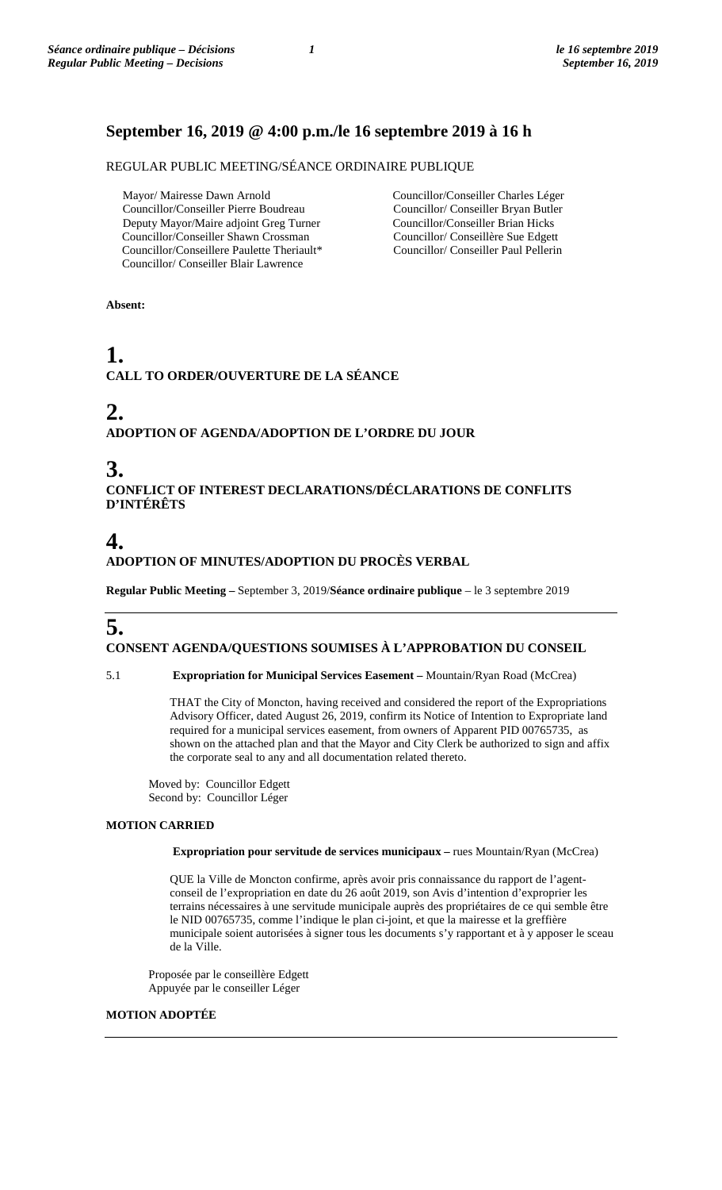## September 16, 2019 @ 4:00 p.m./le 16 septembre 2019 à 16 h

REGULAR PUBLIC MEETING/SÉANCE ORDINAIRE PUBLIQUE

Mayor/ Mairesse Dawn Arnold
Councillor/Conseiller Pierre Boudreau
Deputy Mayor/Maire adjoint Greg Turner
Councillor/Conseiller Shawn Crossman
Councillor/Conseillere Paulette Theriault*
Councillor/ Conseiller Blair Lawrence
Councillor/Conseiller Charles Léger
Councillor/ Conseiller Bryan Butler
Councillor/Conseiller Brian Hicks
Councillor/ Conseillère Sue Edgett
Councillor/ Conseiller Paul Pellerin

**Absent:**

# 1.
**CALL TO ORDER/OUVERTURE DE LA SÉANCE**

# 2.
**ADOPTION OF AGENDA/ADOPTION DE L'ORDRE DU JOUR**

# 3.
**CONFLICT OF INTEREST DECLARATIONS/DÉCLARATIONS DE CONFLITS D'INTÉRÊTS**

# 4.
**ADOPTION OF MINUTES/ADOPTION DU PROCÈS VERBAL**

**Regular Public Meeting –** September 3, 2019/**Séance ordinaire publique** – le 3 septembre 2019

---

# 5.
**CONSENT AGENDA/QUESTIONS SOUMISES À L'APPROBATION DU CONSEIL**

5.1 **Expropriation for Municipal Services Easement –** Mountain/Ryan Road (McCrea)

THAT the City of Moncton, having received and considered the report of the Expropriations Advisory Officer, dated August 26, 2019, confirm its Notice of Intention to Expropriate land required for a municipal services easement, from owners of Apparent PID 00765735, as shown on the attached plan and that the Mayor and City Clerk be authorized to sign and affix the corporate seal to any and all documentation related thereto.

Moved by: Councillor Edgett
Second by: Councillor Léger

**MOTION CARRIED**

**Expropriation pour servitude de services municipaux –** rues Mountain/Ryan (McCrea)

QUE la Ville de Moncton confirme, après avoir pris connaissance du rapport de l'agent-conseil de l'expropriation en date du 26 août 2019, son Avis d'intention d'exproprier les terrains nécessaires à une servitude municipale auprès des propriétaires de ce qui semble être le NID 00765735, comme l'indique le plan ci-joint, et que la mairesse et la greffière municipale soient autorisées à signer tous les documents s'y rapportant et à y apposer le sceau de la Ville.

Proposée par le conseillère Edgett
Appuyée par le conseiller Léger

**MOTION ADOPTÉE**

---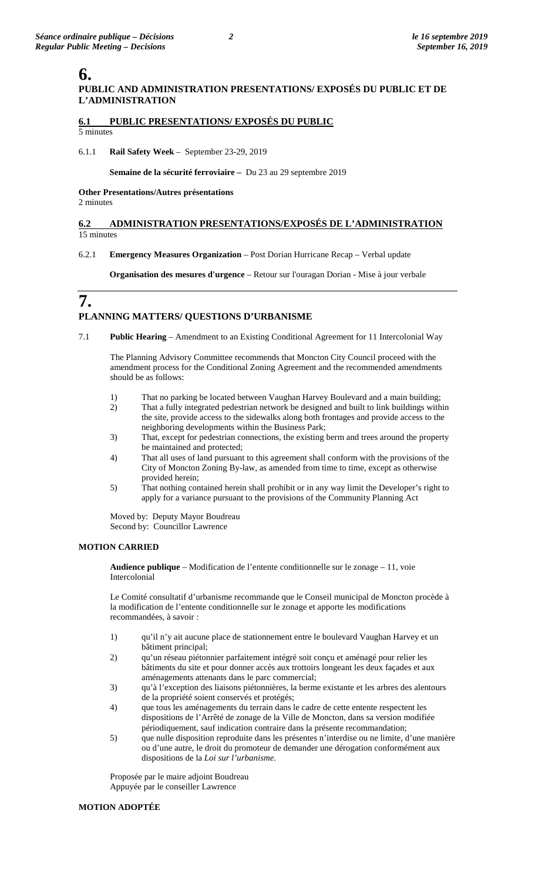# 6.

## PUBLIC AND ADMINISTRATION PRESENTATIONS/ EXPOSÉS DU PUBLIC ET DE L'ADMINISTRATION

### 6.1 PUBLIC PRESENTATIONS/ EXPOSÉS DU PUBLIC

5 minutes

6.1.1 **Rail Safety Week** – September 23-29, 2019

**Semaine de la sécurité ferroviaire –** Du 23 au 29 septembre 2019

**Other Presentations/Autres présentations**
2 minutes

### 6.2 ADMINISTRATION PRESENTATIONS/EXPOSÉS DE L'ADMINISTRATION

15 minutes

6.2.1 **Emergency Measures Organization** – Post Dorian Hurricane Recap – Verbal update

**Organisation des mesures d'urgence** – Retour sur l'ouragan Dorian - Mise à jour verbale

# 7.

## PLANNING MATTERS/ QUESTIONS D'URBANISME

7.1 **Public Hearing** – Amendment to an Existing Conditional Agreement for 11 Intercolonial Way

The Planning Advisory Committee recommends that Moncton City Council proceed with the amendment process for the Conditional Zoning Agreement and the recommended amendments should be as follows:

1) That no parking be located between Vaughan Harvey Boulevard and a main building;
2) That a fully integrated pedestrian network be designed and built to link buildings within the site, provide access to the sidewalks along both frontages and provide access to the neighboring developments within the Business Park;
3) That, except for pedestrian connections, the existing berm and trees around the property be maintained and protected;
4) That all uses of land pursuant to this agreement shall conform with the provisions of the City of Moncton Zoning By-law, as amended from time to time, except as otherwise provided herein;
5) That nothing contained herein shall prohibit or in any way limit the Developer's right to apply for a variance pursuant to the provisions of the Community Planning Act

Moved by: Deputy Mayor Boudreau
Second by: Councillor Lawrence

**MOTION CARRIED**

**Audience publique** – Modification de l'entente conditionnelle sur le zonage – 11, voie Intercolonial

Le Comité consultatif d'urbanisme recommande que le Conseil municipal de Moncton procède à la modification de l'entente conditionnelle sur le zonage et apporte les modifications recommandées, à savoir :

1) qu'il n'y ait aucune place de stationnement entre le boulevard Vaughan Harvey et un bâtiment principal;
2) qu'un réseau piétonnier parfaitement intégré soit conçu et aménagé pour relier les bâtiments du site et pour donner accès aux trottoirs longeant les deux façades et aux aménagements attenants dans le parc commercial;
3) qu'à l'exception des liaisons piétonnières, la berme existante et les arbres des alentours de la propriété soient conservés et protégés;
4) que tous les aménagements du terrain dans le cadre de cette entente respectent les dispositions de l'Arrêté de zonage de la Ville de Moncton, dans sa version modifiée périodiquement, sauf indication contraire dans la présente recommandation;
5) que nulle disposition reproduite dans les présentes n'interdise ou ne limite, d'une manière ou d'une autre, le droit du promoteur de demander une dérogation conformément aux dispositions de la *Loi sur l'urbanisme*.

Proposée par le maire adjoint Boudreau
Appuyée par le conseiller Lawrence

**MOTION ADOPTÉE**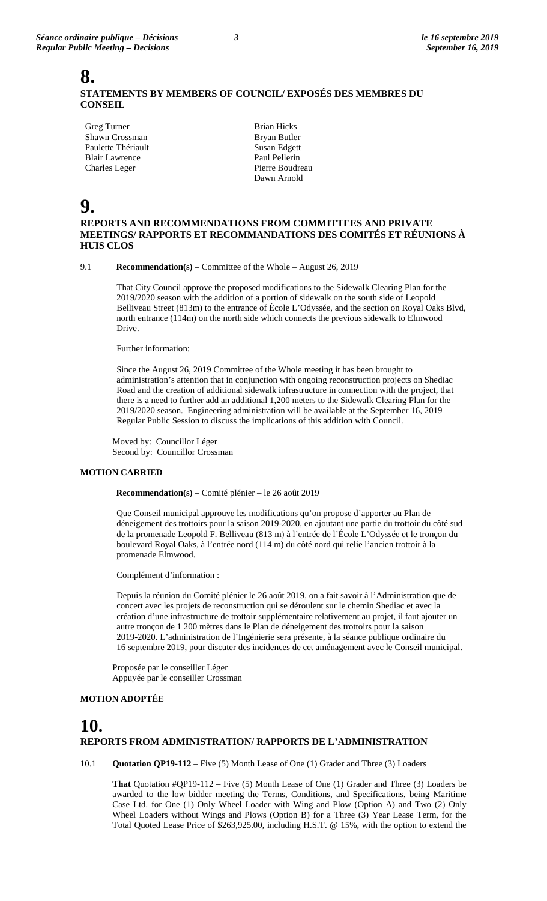# 8.

## STATEMENTS BY MEMBERS OF COUNCIL/ EXPOSÉS DES MEMBRES DU CONSEIL

Greg Turner
Shawn Crossman
Paulette Thériault
Blair Lawrence
Charles Leger
Brian Hicks
Bryan Butler
Susan Edgett
Paul Pellerin
Pierre Boudreau
Dawn Arnold

# 9.

## REPORTS AND RECOMMENDATIONS FROM COMMITTEES AND PRIVATE MEETINGS/ RAPPORTS ET RECOMMANDATIONS DES COMITÉS ET RÉUNIONS À HUIS CLOS

9.1 **Recommendation(s)** – Committee of the Whole – August 26, 2019

That City Council approve the proposed modifications to the Sidewalk Clearing Plan for the 2019/2020 season with the addition of a portion of sidewalk on the south side of Leopold Belliveau Street (813m) to the entrance of École L'Odyssée, and the section on Royal Oaks Blvd, north entrance (114m) on the north side which connects the previous sidewalk to Elmwood Drive.

Further information:

Since the August 26, 2019 Committee of the Whole meeting it has been brought to administration's attention that in conjunction with ongoing reconstruction projects on Shediac Road and the creation of additional sidewalk infrastructure in connection with the project, that there is a need to further add an additional 1,200 meters to the Sidewalk Clearing Plan for the 2019/2020 season. Engineering administration will be available at the September 16, 2019 Regular Public Session to discuss the implications of this addition with Council.

Moved by: Councillor Léger
Second by: Councillor Crossman

**MOTION CARRIED**

**Recommendation(s)** – Comité plénier – le 26 août 2019

Que Conseil municipal approuve les modifications qu'on propose d'apporter au Plan de déneigement des trottoirs pour la saison 2019-2020, en ajoutant une partie du trottoir du côté sud de la promenade Leopold F. Belliveau (813 m) à l'entrée de l'École L'Odyssée et le tronçon du boulevard Royal Oaks, à l'entrée nord (114 m) du côté nord qui relie l'ancien trottoir à la promenade Elmwood.

Complément d'information :

Depuis la réunion du Comité plénier le 26 août 2019, on a fait savoir à l'Administration que de concert avec les projets de reconstruction qui se déroulent sur le chemin Shediac et avec la création d'une infrastructure de trottoir supplémentaire relativement au projet, il faut ajouter un autre tronçon de 1 200 mètres dans le Plan de déneigement des trottoirs pour la saison 2019-2020. L'administration de l'Ingénierie sera présente, à la séance publique ordinaire du 16 septembre 2019, pour discuter des incidences de cet aménagement avec le Conseil municipal.

Proposée par le conseiller Léger
Appuyée par le conseiller Crossman

**MOTION ADOPTÉE**

# 10.

## REPORTS FROM ADMINISTRATION/ RAPPORTS DE L'ADMINISTRATION

10.1 **Quotation QP19-112** – Five (5) Month Lease of One (1) Grader and Three (3) Loaders

**That** Quotation #QP19-112 – Five (5) Month Lease of One (1) Grader and Three (3) Loaders be awarded to the low bidder meeting the Terms, Conditions, and Specifications, being Maritime Case Ltd. for One (1) Only Wheel Loader with Wing and Plow (Option A) and Two (2) Only Wheel Loaders without Wings and Plows (Option B) for a Three (3) Year Lease Term, for the Total Quoted Lease Price of $263,925.00, including H.S.T. @ 15%, with the option to extend the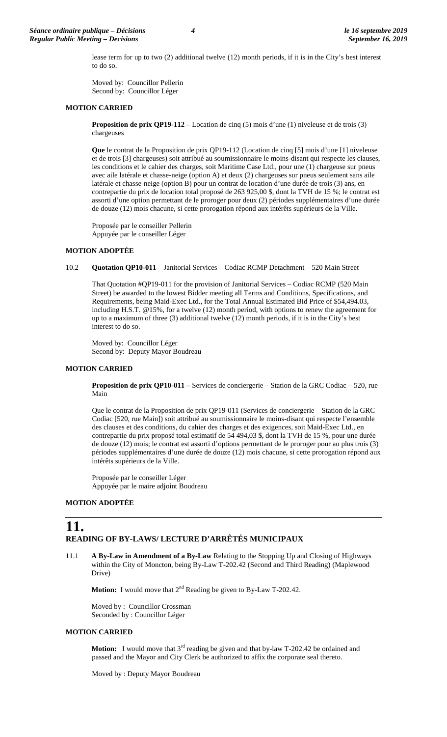lease term for up to two (2) additional twelve (12) month periods, if it is in the City's best interest to do so.

Moved by: Councillor Pellerin
Second by: Councillor Léger

**MOTION CARRIED**

**Proposition de prix QP19-112 –** Location de cinq (5) mois d'une (1) niveleuse et de trois (3) chargeuses

**Que** le contrat de la Proposition de prix QP19-112 (Location de cinq [5] mois d'une [1] niveleuse et de trois [3] chargeuses) soit attribué au soumissionnaire le moins-disant qui respecte les clauses, les conditions et le cahier des charges, soit Maritime Case Ltd., pour une (1) chargeuse sur pneus avec aile latérale et chasse-neige (option A) et deux (2) chargeuses sur pneus seulement sans aile latérale et chasse-neige (option B) pour un contrat de location d'une durée de trois (3) ans, en contrepartie du prix de location total proposé de 263 925,00 $, dont la TVH de 15 %; le contrat est assorti d'une option permettant de le proroger pour deux (2) périodes supplémentaires d'une durée de douze (12) mois chacune, si cette prorogation répond aux intérêts supérieurs de la Ville.

Proposée par le conseiller Pellerin
Appuyée par le conseiller Léger

**MOTION ADOPTÉE**

10.2 **Quotation QP10-011** – Janitorial Services – Codiac RCMP Detachment – 520 Main Street

That Quotation #QP19-011 for the provision of Janitorial Services – Codiac RCMP (520 Main Street) be awarded to the lowest Bidder meeting all Terms and Conditions, Specifications, and Requirements, being Maid-Exec Ltd., for the Total Annual Estimated Bid Price of $54,494.03, including H.S.T. @15%, for a twelve (12) month period, with options to renew the agreement for up to a maximum of three (3) additional twelve (12) month periods, if it is in the City's best interest to do so.

Moved by: Councillor Léger
Second by: Deputy Mayor Boudreau

**MOTION CARRIED**

**Proposition de prix QP10-011 –** Services de conciergerie – Station de la GRC Codiac – 520, rue Main

Que le contrat de la Proposition de prix QP19-011 (Services de conciergerie – Station de la GRC Codiac [520, rue Main]) soit attribué au soumissionnaire le moins-disant qui respecte l'ensemble des clauses et des conditions, du cahier des charges et des exigences, soit Maid-Exec Ltd., en contrepartie du prix proposé total estimatif de 54 494,03 $, dont la TVH de 15 %, pour une durée de douze (12) mois; le contrat est assorti d'options permettant de le proroger pour au plus trois (3) périodes supplémentaires d'une durée de douze (12) mois chacune, si cette prorogation répond aux intérêts supérieurs de la Ville.

Proposée par le conseiller Léger
Appuyée par le maire adjoint Boudreau

**MOTION ADOPTÉE**

# 11. READING OF BY-LAWS/ LECTURE D'ARRÊTÉS MUNICIPAUX

11.1 **A By-Law in Amendment of a By-Law** Relating to the Stopping Up and Closing of Highways within the City of Moncton, being By-Law T-202.42 (Second and Third Reading) (Maplewood Drive)

**Motion:** I would move that 2nd Reading be given to By-Law T-202.42.

Moved by : Councillor Crossman
Seconded by : Councillor Léger

**MOTION CARRIED**

**Motion:** I would move that 3rd reading be given and that by-law T-202.42 be ordained and passed and the Mayor and City Clerk be authorized to affix the corporate seal thereto.

Moved by : Deputy Mayor Boudreau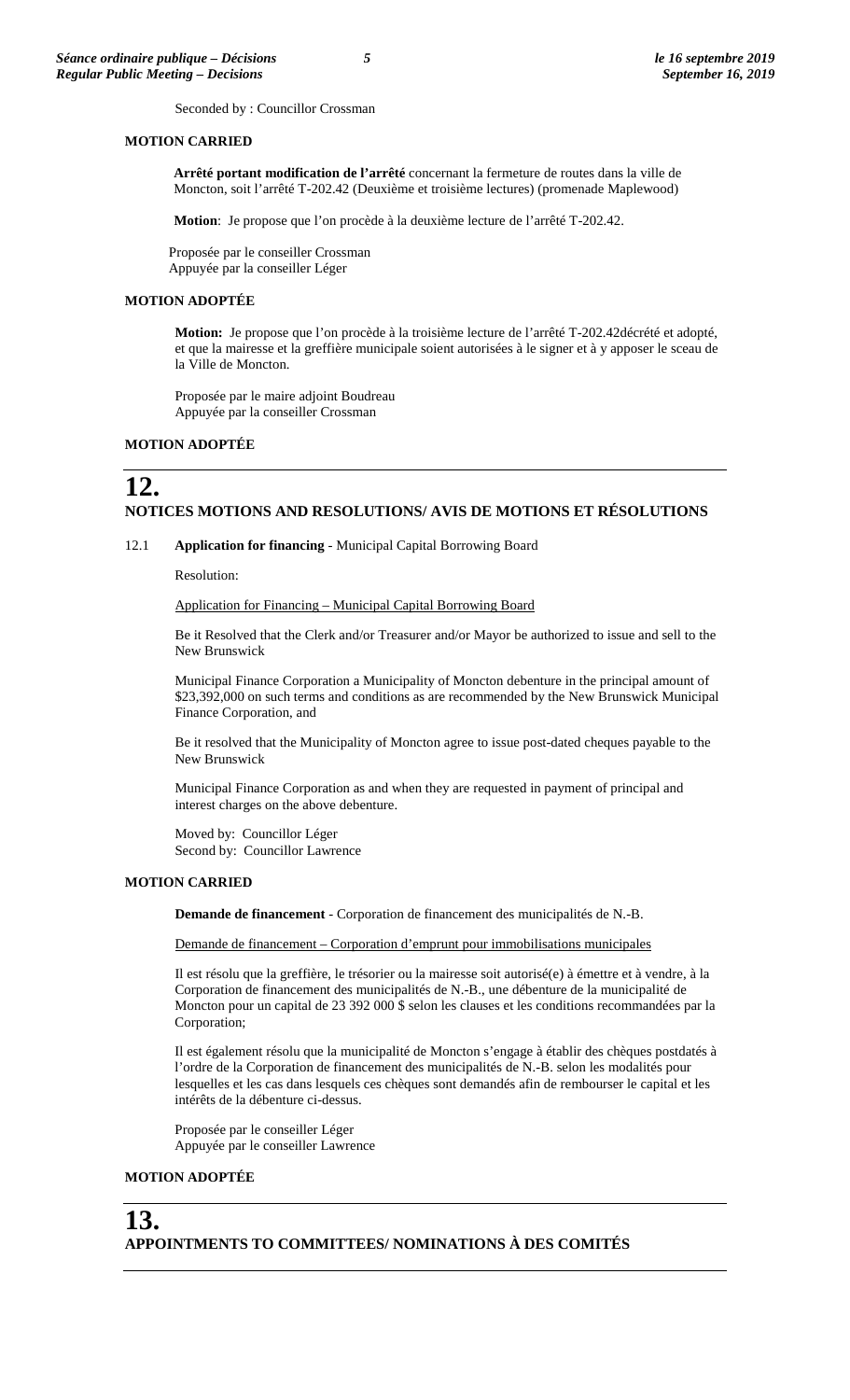Seconded by : Councillor Crossman

**MOTION CARRIED**

**Arrêté portant modification de l'arrêté** concernant la fermeture de routes dans la ville de Moncton, soit l'arrêté T-202.42 (Deuxième et troisième lectures) (promenade Maplewood)

**Motion**: Je propose que l'on procède à la deuxième lecture de l'arrêté T-202.42.

Proposée par le conseiller Crossman
Appuyée par la conseiller Léger

**MOTION ADOPTÉE**

**Motion:** Je propose que l'on procède à la troisième lecture de l'arrêté T-202.42décrété et adopté, et que la mairesse et la greffière municipale soient autorisées à le signer et à y apposer le sceau de la Ville de Moncton.

Proposée par le maire adjoint Boudreau
Appuyée par la conseiller Crossman

**MOTION ADOPTÉE**

# 12.
## NOTICES MOTIONS AND RESOLUTIONS/ AVIS DE MOTIONS ET RÉSOLUTIONS

12.1 **Application for financing** - Municipal Capital Borrowing Board

Resolution:

Application for Financing – Municipal Capital Borrowing Board

Be it Resolved that the Clerk and/or Treasurer and/or Mayor be authorized to issue and sell to the New Brunswick

Municipal Finance Corporation a Municipality of Moncton debenture in the principal amount of $23,392,000 on such terms and conditions as are recommended by the New Brunswick Municipal Finance Corporation, and

Be it resolved that the Municipality of Moncton agree to issue post-dated cheques payable to the New Brunswick

Municipal Finance Corporation as and when they are requested in payment of principal and interest charges on the above debenture.

Moved by: Councillor Léger
Second by: Councillor Lawrence

**MOTION CARRIED**

**Demande de financement** - Corporation de financement des municipalités de N.-B.

Demande de financement – Corporation d'emprunt pour immobilisations municipales

Il est résolu que la greffière, le trésorier ou la mairesse soit autorisé(e) à émettre et à vendre, à la Corporation de financement des municipalités de N.-B., une débenture de la municipalité de Moncton pour un capital de 23 392 000 $ selon les clauses et les conditions recommandées par la Corporation;

Il est également résolu que la municipalité de Moncton s'engage à établir des chèques postdatés à l'ordre de la Corporation de financement des municipalités de N.-B. selon les modalités pour lesquelles et les cas dans lesquels ces chèques sont demandés afin de rembourser le capital et les intérêts de la débenture ci-dessus.

Proposée par le conseiller Léger
Appuyée par le conseiller Lawrence

**MOTION ADOPTÉE**

# 13.
## APPOINTMENTS TO COMMITTEES/ NOMINATIONS À DES COMITÉS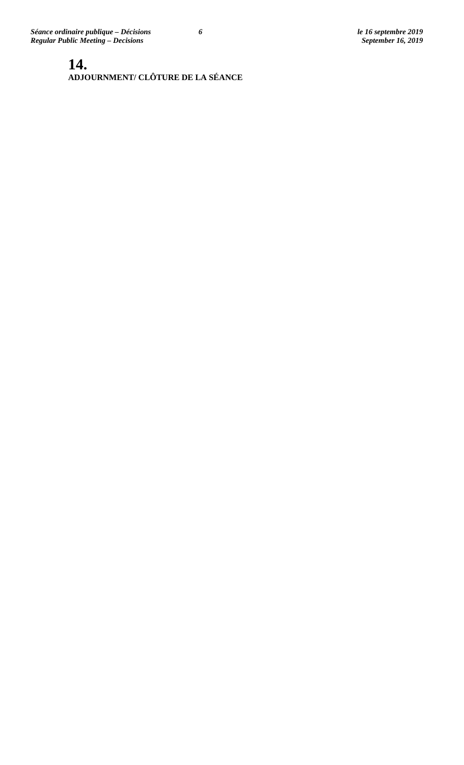## 14.

**ADJOURNMENT/ CLÔTURE DE LA SÉANCE**